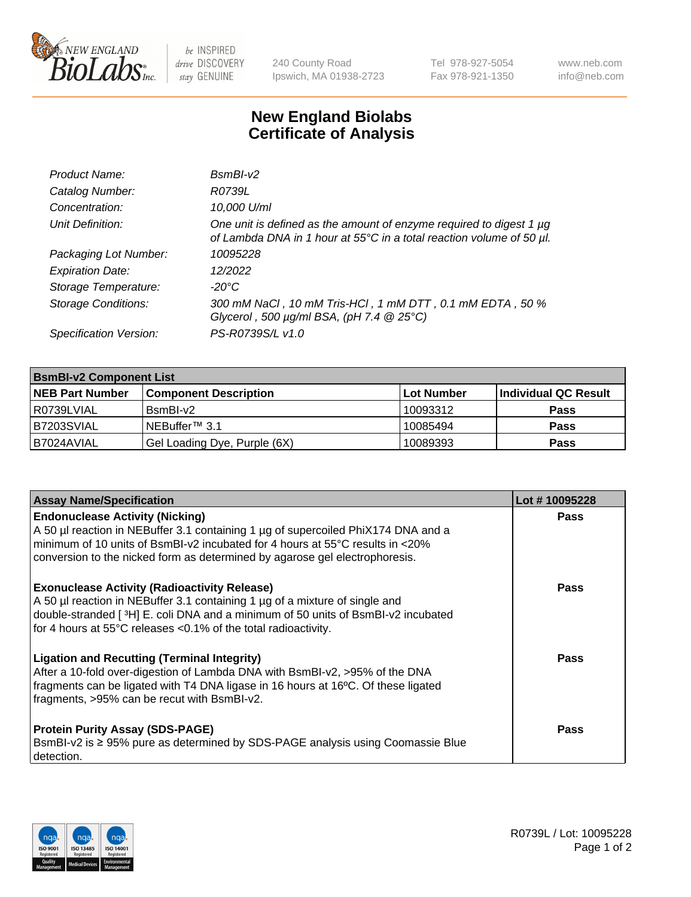240 County Road
Ipswich, MA 01938-2723

Tel 978-927-5054
Fax 978-921-1350

www.neb.com
info@neb.com

# New England Biolabs
# Certificate of Analysis

| | |
|---|---|
| *Product Name:* | *BsmBI-v2* |
| *Catalog Number:* | *R0739L* |
| *Concentration:* | *10,000 U/ml* |
| *Unit Definition:* | *One unit is defined as the amount of enzyme required to digest 1 µg of Lambda DNA in 1 hour at 55°C in a total reaction volume of 50 µl.* |
| *Packaging Lot Number:* | *10095228* |
| *Expiration Date:* | *12/2022* |
| *Storage Temperature:* | *-20°C* |
| *Storage Conditions:* | *300 mM NaCl , 10 mM Tris-HCl , 1 mM DTT , 0.1 mM EDTA , 50 % Glycerol , 500 µg/ml BSA, (pH 7.4 @ 25°C)* |
| *Specification Version:* | *PS-R0739S/L v1.0* |

| **BsmBI-v2 Component List** | | | |
|---|---|---|---|
| **NEB Part Number** | **Component Description** | **Lot Number** | **Individual QC Result** |
| R0739LVIAL | BsmBI-v2 | 10093312 | **Pass** |
| B7203SVIAL | NEBuffer™ 3.1 | 10085494 | **Pass** |
| B7024AVIAL | Gel Loading Dye, Purple (6X) | 10089393 | **Pass** |

| **Assay Name/Specification** | **Lot # 10095228** |
|---|---|
| **Endonuclease Activity (Nicking)**<br>A 50 µl reaction in NEBuffer 3.1 containing 1 µg of supercoiled PhiX174 DNA and a minimum of 10 units of BsmBI-v2 incubated for 4 hours at 55°C results in <20% conversion to the nicked form as determined by agarose gel electrophoresis. | **Pass** |
| **Exonuclease Activity (Radioactivity Release)**<br>A 50 µl reaction in NEBuffer 3.1 containing 1 µg of a mixture of single and double-stranded [ $^3$H] E. coli DNA and a minimum of 50 units of BsmBI-v2 incubated for 4 hours at 55°C releases <0.1% of the total radioactivity. | **Pass** |
| **Ligation and Recutting (Terminal Integrity)**<br>After a 10-fold over-digestion of Lambda DNA with BsmBI-v2, >95% of the DNA fragments can be ligated with T4 DNA ligase in 16 hours at 16ºC. Of these ligated fragments, >95% can be recut with BsmBI-v2. | **Pass** |
| **Protein Purity Assay (SDS-PAGE)**<br>BsmBI-v2 is ≥ 95% pure as determined by SDS-PAGE analysis using Coomassie Blue detection. | **Pass** |

R0739L / Lot: 10095228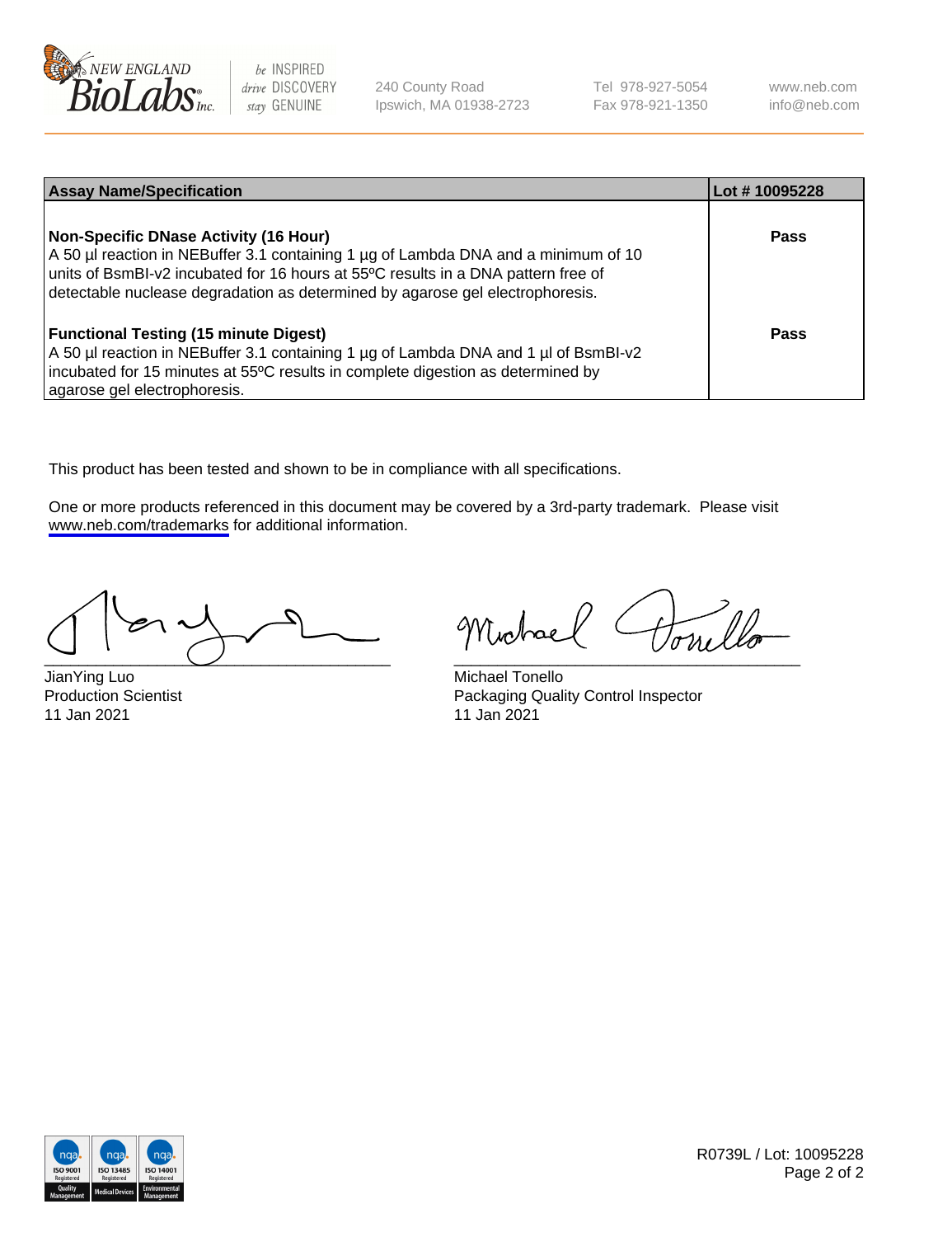| Assay Name/Specification | Lot # 10095228 |
|---|---|
| **Non-Specific DNase Activity (16 Hour)**<br>A 50 µl reaction in NEBuffer 3.1 containing 1 µg of Lambda DNA and a minimum of 10 units of BsmBI-v2 incubated for 16 hours at 55ºC results in a DNA pattern free of detectable nuclease degradation as determined by agarose gel electrophoresis. | **Pass** |
| **Functional Testing (15 minute Digest)**<br>A 50 µl reaction in NEBuffer 3.1 containing 1 µg of Lambda DNA and 1 µl of BsmBI-v2 incubated for 15 minutes at 55ºC results in complete digestion as determined by agarose gel electrophoresis. | **Pass** |

This product has been tested and shown to be in compliance with all specifications.

One or more products referenced in this document may be covered by a 3rd-party trademark. Please visit www.neb.com/trademarks for additional information.

JianYing Luo
Production Scientist
11 Jan 2021

Michael Tonello
Packaging Quality Control Inspector
11 Jan 2021

R0739L / Lot: 10095228